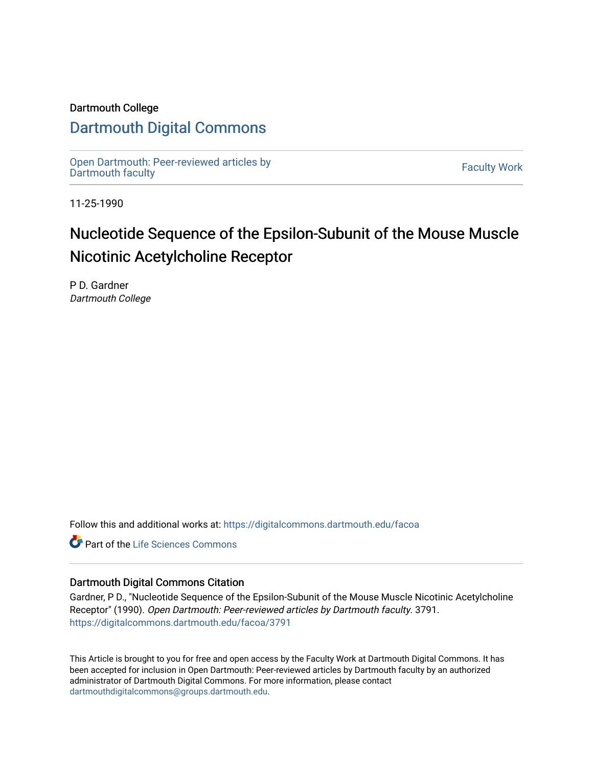Dartmouth College

# Dartmouth Digital Commons

Open Dartmouth: Peer-reviewed articles by Dartmouth faculty

Faculty Work

11-25-1990

# Nucleotide Sequence of the Epsilon-Subunit of the Mouse Muscle Nicotinic Acetylcholine Receptor

P D. Gardner
*Dartmouth College*

Follow this and additional works at: https://digitalcommons.dartmouth.edu/facoa

Part of the Life Sciences Commons

### Dartmouth Digital Commons Citation

Gardner, P D., "Nucleotide Sequence of the Epsilon-Subunit of the Mouse Muscle Nicotinic Acetylcholine Receptor" (1990). *Open Dartmouth: Peer-reviewed articles by Dartmouth faculty*. 3791.
https://digitalcommons.dartmouth.edu/facoa/3791

This Article is brought to you for free and open access by the Faculty Work at Dartmouth Digital Commons. It has been accepted for inclusion in Open Dartmouth: Peer-reviewed articles by Dartmouth faculty by an authorized administrator of Dartmouth Digital Commons. For more information, please contact dartmouthdigitalcommons@groups.dartmouth.edu.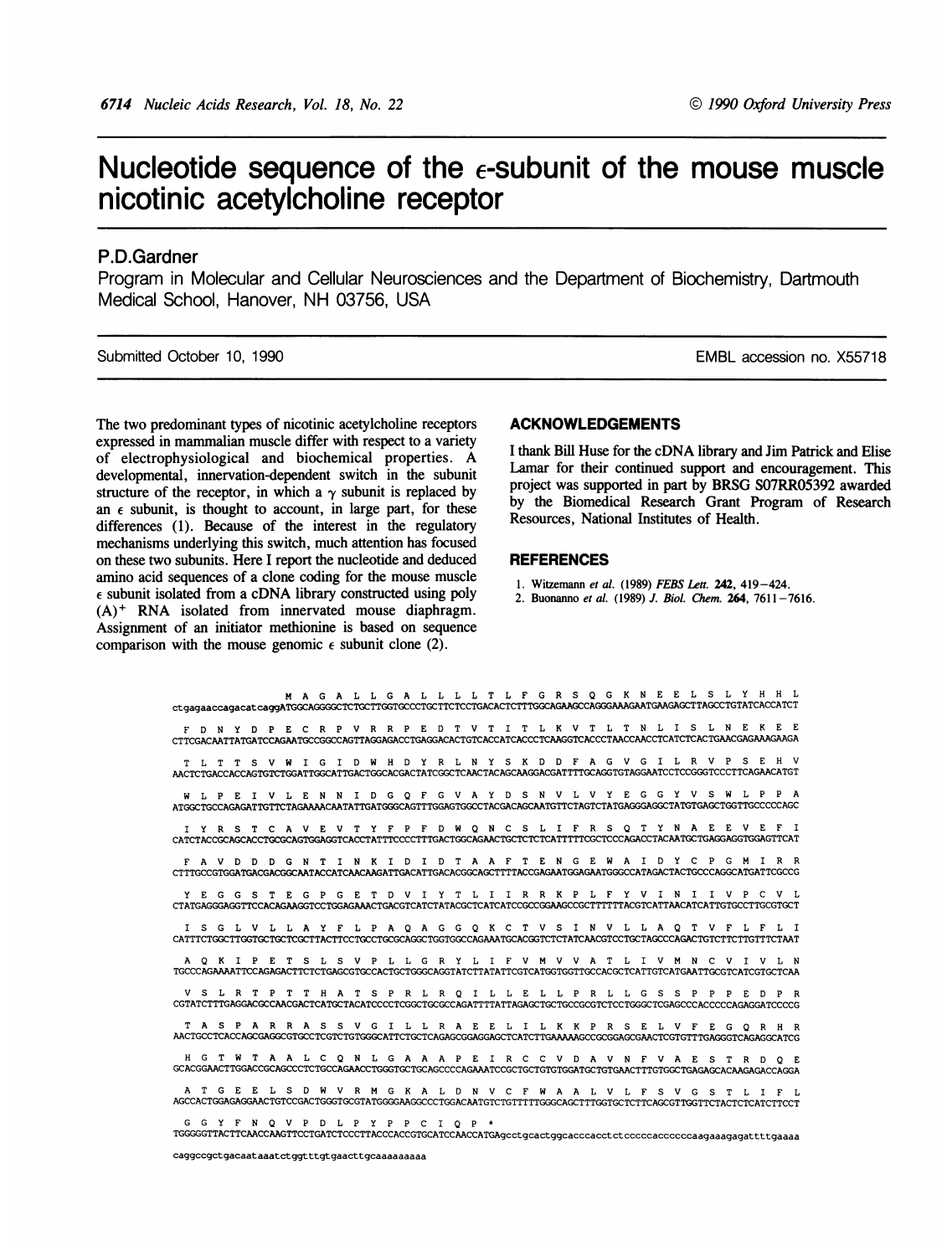# Nucleotide sequence of the ε-subunit of the mouse muscle nicotinic acetylcholine receptor

## P.D.Gardner

Program in Molecular and Cellular Neurosciences and the Department of Biochemistry, Dartmouth Medical School, Hanover, NH 03756, USA

Submitted October 10, 1990 EMBL accession no. X55718

The two predominant types of nicotinic acetylcholine receptors expressed in mammalian muscle differ with respect to a variety of electrophysiological and biochemical properties. A developmental, innervation-dependent switch in the subunit structure of the receptor, in which a γ subunit is replaced by an ε subunit, is thought to account, in large part, for these differences (1). Because of the interest in the regulatory mechanisms underlying this switch, much attention has focused on these two subunits. Here I report the nucleotide and deduced amino acid sequences of a clone coding for the mouse muscle ε subunit isolated from a cDNA library constructed using poly $(A)^+$ RNA isolated from innervated mouse diaphragm. Assignment of an initiator methionine is based on sequence comparison with the mouse genomic ε subunit clone (2).

## ACKNOWLEDGEMENTS

I thank Bill Huse for the cDNA library and Jim Patrick and Elise Lamar for their continued support and encouragement. This project was supported in part by BRSG S07RR05392 awarded by the Biomedical Research Grant Program of Research Resources, National Institutes of Health.

## REFERENCES

1. Witzemann *et al.* (1989) *FEBS Lett.* **242**, 419–424.
2. Buonanno *et al.* (1989) *J. Biol. Chem.* **264**, 7611–7616.

```
                           M  A  G  A  L  L  G  A  L  L  L  L  T  L  F  G  R  S  Q  G  K  N  E  E  L  S  L  Y  H  H  L
ctgagaaccagacatcaggATGGCAGGGGCTCTGCTTGGTGCCCTGCTTCTCCTGACACTCTTTGGCAGAAGCCAGGGAAAGAATGAAGAGCTTAGCCTGTATCACCATCT

 F  D  N  Y  D  P  E  C  R  P  V  R  R  P  E  D  T  V  T  I  T  L  K  V  T  L  T  N  L  I  S  L  N  E  K  E  E
CTTCGACAATTATGATCCAGAATGCCGGCCAGTTAGGAGACCTGAGGACACTGTCACCATCACCCTCAAGGTCACCCTAACCAACCTCATCTCACTGAACGAGAAAGAAGA

 T  L  T  T  S  V  W  I  G  I  D  W  H  D  Y  R  L  N  Y  S  K  D  D  F  A  G  V  G  I  L  R  V  P  S  E  H  V
AACTCTGACCACCAGTGTCTGGATTGGCATTGACTGGCACGACTATCGGCTCAACTACAGCAAGGACGATTTTGCAGGTGTAGGAATCCTCCGGGTCCCTTCAGAACATGT

 W  L  P  E  I  V  L  E  N  N  I  D  G  Q  F  G  V  A  Y  D  S  N  V  L  V  Y  E  G  G  Y  V  S  W  L  P  P  A
ATGGCTGCCAGAGATTGTTCTAGAAAACAATATTGATGGGCAGTTTGGAGTGGCCTACGACAGCAATGTTCTAGTCTATGAGGGAGGCTATGTGAGCTGGTTGCCCCCAGC

 I  Y  R  S  T  C  A  V  E  V  T  Y  F  P  F  D  W  Q  N  C  S  L  I  F  R  S  Q  T  Y  N  A  E  E  V  E  F  I
CATCTACCGCAGCACCTGCGCAGTGGAGGTCACCTATTTCCCCTTTGACTGGCAGAACTGCTCTCTCATTTTTCGCTCCCAGACCTACAATGCTGAGGAGGTGGAGTTCAT

 F  A  V  D  D  D  G  N  T  I  N  K  I  D  I  D  T  A  A  F  T  E  N  G  E  W  A  I  D  Y  C  P  G  M  I  R  R
CTTTGCCGTGGATGACGACGGCAATACCATCAACAAGATTGACATTGACACGGCAGCTTTTACCGAGAATGGAGAATGGGCCATAGACTACTGCCCAGGCATGATTCGCCG

 Y  E  G  G  S  T  E  G  P  G  E  T  D  V  I  Y  T  L  I  I  R  R  K  P  L  F  Y  V  I  N  I  I  V  P  C  V  L
CTATGAGGGAGGTTCCACAGAAGGTCCTGGAGAAACTGACGTCATCTATACGCTCATCATCCGCCGGAAGCCGCTTTTTTACGTCATTAACATCATTGTGCCTTGCGTGCT

 I  S  G  L  V  L  L  A  Y  F  L  P  A  Q  A  G  G  Q  K  C  T  V  S  I  N  V  L  L  A  Q  T  V  F  L  F  L  I
CATTTCTGGCTTGGTGCTGCTCGCTTACTTCCTGCCTGCGCAGGCTGGTGGCCAGAAATGCACGGTCTCTATCAACGTCCTGCTAGCCCAGACTGTCTTCTTGTTTCTAAT

 A  Q  K  I  P  E  T  S  L  S  V  P  L  L  G  R  Y  L  I  F  V  M  V  V  A  T  L  I  V  M  N  C  V  I  V  L  N
TGCCCAGAAAATTCCAGAGACTTCTCTGAGCGTGCCACTGCTGGGCAGGTATCTTATATTCGTCATGGTGGTTGCCACGCTCATTGTCATGAATTGCGTCATCGTGCTCAA

 V  S  L  R  T  P  T  T  H  A  T  S  P  R  L  R  Q  I  L  L  E  L  L  P  R  L  L  G  S  S  P  P  P  E  D  P  R
CGTATCTTTGAGGACGCCAACGACTCATGCTACATCCCCTCGGCTGCGCCAGATTTTATTAGAGCTGCTGCCGCGTCTCCTGGGCTCGAGCCCACCCCCAGAGGATCCCCG

 T  A  S  P  A  R  R  A  S  S  V  G  I  L  L  R  A  E  E  L  I  L  K  K  P  R  S  E  L  V  F  E  G  Q  R  H  R
AACTGCCTCACCAGCGAGGCGTGCCTCGTCTGTGGGCATTCTGCTCAGAGCGGAGGAGCTCATCTTGAAAAAGCCGCGGAGCGAACTCGTGTTTGAGGGTCAGAGGCATCG

 H  G  T  W  T  A  A  L  C  Q  N  L  G  A  A  A  P  E  I  R  C  C  V  D  A  V  N  F  V  A  E  S  T  R  D  Q  E
GCACGGAACTTGGACCGCAGCCCTCTGCCAGAACCTGGGTGCTGCAGCCCCAGAAATCCGCTGCTGTGTGGATGCTGTGAACTTTGTGGCTGAGAGCACAAGAGACCAGGA

 A  T  G  E  E  L  S  D  W  V  R  M  G  K  A  L  D  N  V  C  F  W  A  A  L  V  L  F  S  V  G  S  T  L  I  F  L
AGCCACTGGAGAGGAACTGTCCGACTGGGTGCGTATGGGGAAGGCCCTGGACAATGTCTGTTTTTGGGCAGCTTTGGTGCTCTTCAGCGTTGGTTCTACTCTCATCTTCCT

 G  G  Y  F  N  Q  V  P  D  L  P  Y  P  P  C  I  Q  P  *
TGGGGGTTACTTCAACCAAGTTCCTGATCTCCCTTACCCACCGTGCATCCAACCATGAgcctgcactggcacccacctctcccccacccccccaagaaagagattttgaaaa

caggccgctgacaataaatctggtttgtgaacttgcaaaaaaaaa
```